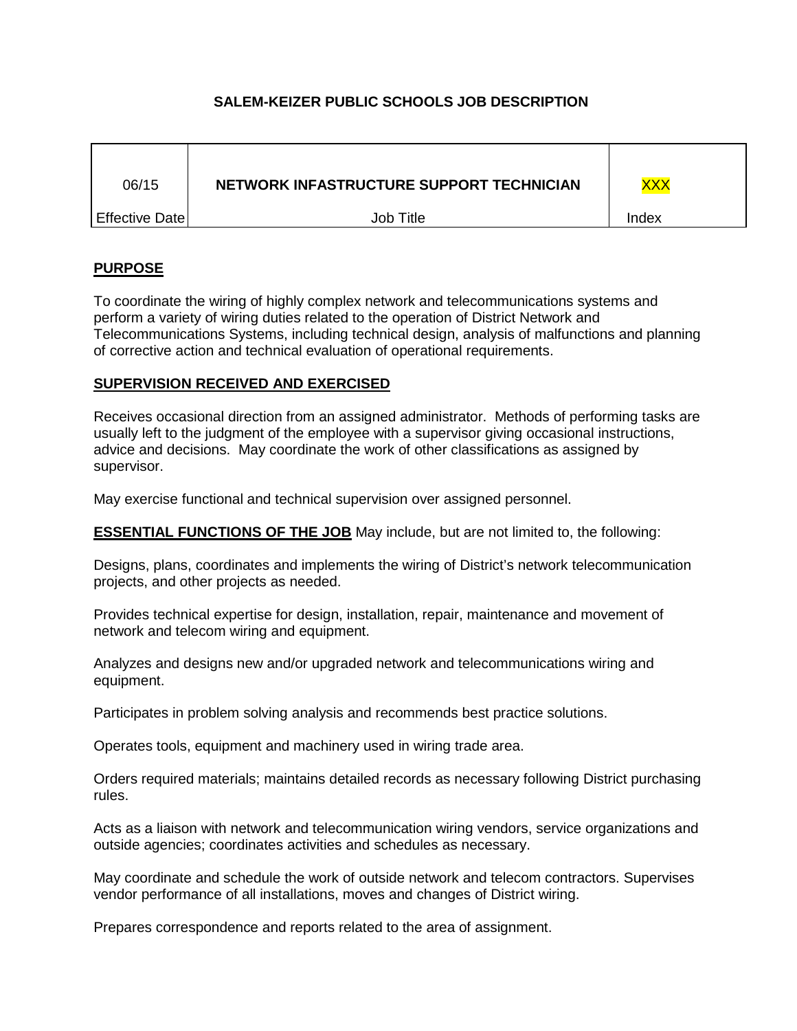# SALEM-KEIZER PUBLIC SCHOOLS JOB DESCRIPTION

| 06/15 | NETWORK INFASTRUCTURE SUPPORT TECHNICIAN | XXX |
|---|---|---|
| Effective Date | Job Title | Index |

## PURPOSE

To coordinate the wiring of highly complex network and telecommunications systems and perform a variety of wiring duties related to the operation of District Network and Telecommunications Systems, including technical design, analysis of malfunctions and planning of corrective action and technical evaluation of operational requirements.

## SUPERVISION RECEIVED AND EXERCISED

Receives occasional direction from an assigned administrator. Methods of performing tasks are usually left to the judgment of the employee with a supervisor giving occasional instructions, advice and decisions. May coordinate the work of other classifications as assigned by supervisor.

May exercise functional and technical supervision over assigned personnel.

**ESSENTIAL FUNCTIONS OF THE JOB** May include, but are not limited to, the following:

Designs, plans, coordinates and implements the wiring of District's network telecommunication projects, and other projects as needed.

Provides technical expertise for design, installation, repair, maintenance and movement of network and telecom wiring and equipment.

Analyzes and designs new and/or upgraded network and telecommunications wiring and equipment.

Participates in problem solving analysis and recommends best practice solutions.

Operates tools, equipment and machinery used in wiring trade area.

Orders required materials; maintains detailed records as necessary following District purchasing rules.

Acts as a liaison with network and telecommunication wiring vendors, service organizations and outside agencies; coordinates activities and schedules as necessary.

May coordinate and schedule the work of outside network and telecom contractors. Supervises vendor performance of all installations, moves and changes of District wiring.

Prepares correspondence and reports related to the area of assignment.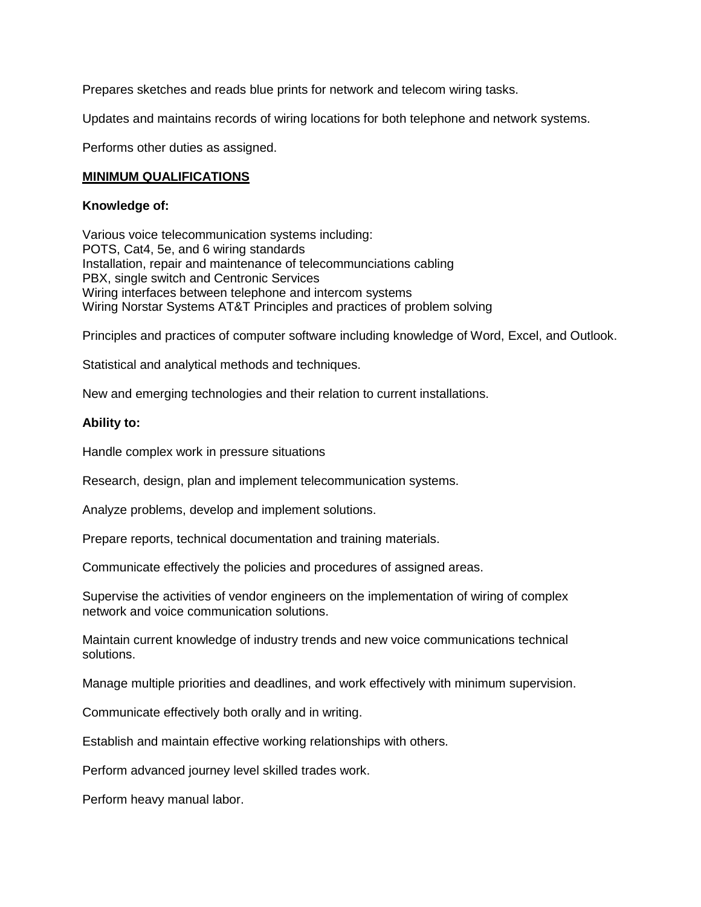Prepares sketches and reads blue prints for network and telecom wiring tasks.

Updates and maintains records of wiring locations for both telephone and network systems.

Performs other duties as assigned.

**<u>MINIMUM QUALIFICATIONS</u>**

**Knowledge of:**

Various voice telecommunication systems including:
POTS, Cat4, 5e, and 6 wiring standards
Installation, repair and maintenance of telecommunciations cabling
PBX, single switch and Centronic Services
Wiring interfaces between telephone and intercom systems
Wiring Norstar Systems AT&T Principles and practices of problem solving

Principles and practices of computer software including knowledge of Word, Excel, and Outlook.

Statistical and analytical methods and techniques.

New and emerging technologies and their relation to current installations.

**Ability to:**

Handle complex work in pressure situations

Research, design, plan and implement telecommunication systems.

Analyze problems, develop and implement solutions.

Prepare reports, technical documentation and training materials.

Communicate effectively the policies and procedures of assigned areas.

Supervise the activities of vendor engineers on the implementation of wiring of complex network and voice communication solutions.

Maintain current knowledge of industry trends and new voice communications technical solutions.

Manage multiple priorities and deadlines, and work effectively with minimum supervision.

Communicate effectively both orally and in writing.

Establish and maintain effective working relationships with others.

Perform advanced journey level skilled trades work.

Perform heavy manual labor.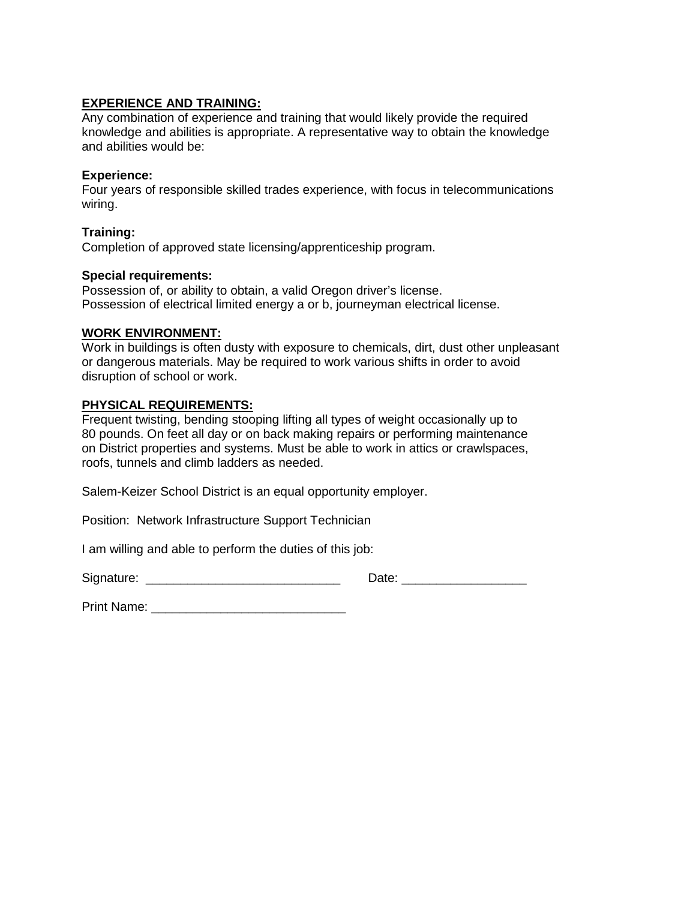## EXPERIENCE AND TRAINING:

Any combination of experience and training that would likely provide the required knowledge and abilities is appropriate. A representative way to obtain the knowledge and abilities would be:

**Experience:**
Four years of responsible skilled trades experience, with focus in telecommunications wiring.

**Training:**
Completion of approved state licensing/apprenticeship program.

**Special requirements:**
Possession of, or ability to obtain, a valid Oregon driver's license.
Possession of electrical limited energy a or b, journeyman electrical license.

## WORK ENVIRONMENT:

Work in buildings is often dusty with exposure to chemicals, dirt, dust other unpleasant or dangerous materials. May be required to work various shifts in order to avoid disruption of school or work.

## PHYSICAL REQUIREMENTS:

Frequent twisting, bending stooping lifting all types of weight occasionally up to 80 pounds. On feet all day or on back making repairs or performing maintenance on District properties and systems. Must be able to work in attics or crawlspaces, roofs, tunnels and climb ladders as needed.

Salem-Keizer School District is an equal opportunity employer.

Position: Network Infrastructure Support Technician

I am willing and able to perform the duties of this job:

Signature: ___________________________ Date: _________________

Print Name: ___________________________